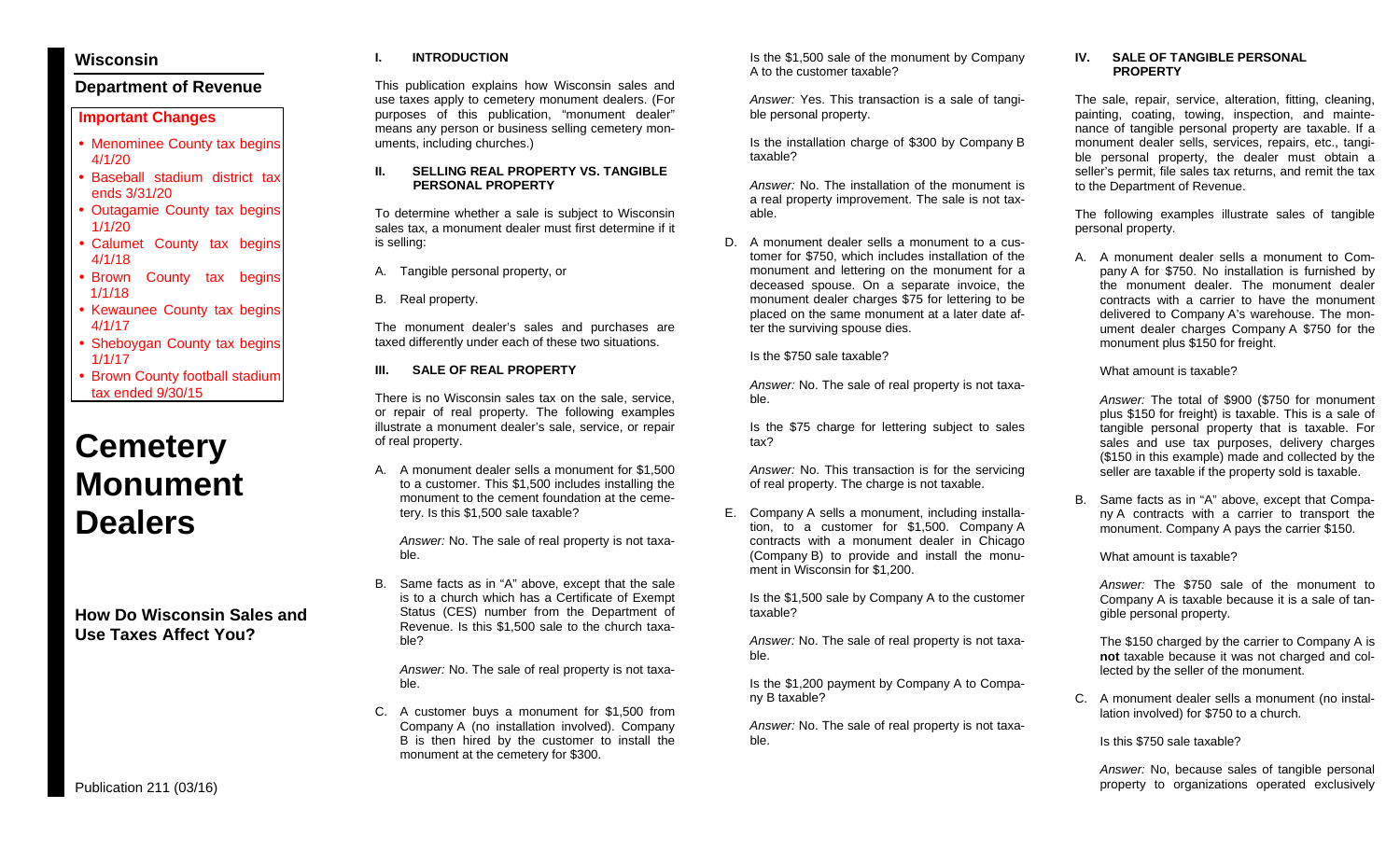# Wisconsin

## Department of Revenue

**Important Changes**

- Menominee County tax begins 4/1/20
- Baseball stadium district tax ends 3/31/20
- Outagamie County tax begins 1/1/20
- Calumet County tax begins 4/1/18
- Brown County tax begins 1/1/18
- Kewaunee County tax begins 4/1/17
- Sheboygan County tax begins 1/1/17
- Brown County football stadium tax ended 9/30/15

# Cemetery Monument Dealers

## How Do Wisconsin Sales and Use Taxes Affect You?

Publication 211 (03/16)

## I. INTRODUCTION

This publication explains how Wisconsin sales and use taxes apply to cemetery monument dealers. (For purposes of this publication, "monument dealer" means any person or business selling cemetery monuments, including churches.)

## II. SELLING REAL PROPERTY VS. TANGIBLE PERSONAL PROPERTY

To determine whether a sale is subject to Wisconsin sales tax, a monument dealer must first determine if it is selling:

A. Tangible personal property, or

B. Real property.

The monument dealer's sales and purchases are taxed differently under each of these two situations.

## III. SALE OF REAL PROPERTY

There is no Wisconsin sales tax on the sale, service, or repair of real property. The following examples illustrate a monument dealer's sale, service, or repair of real property.

A. A monument dealer sells a monument for $1,500 to a customer. This $1,500 includes installing the monument to the cement foundation at the cemetery. Is this $1,500 sale taxable?

   *Answer:* No. The sale of real property is not taxable.

B. Same facts as in "A" above, except that the sale is to a church which has a Certificate of Exempt Status (CES) number from the Department of Revenue. Is this $1,500 sale to the church taxable?

   *Answer:* No. The sale of real property is not taxable.

C. A customer buys a monument for $1,500 from Company A (no installation involved). Company B is then hired by the customer to install the monument at the cemetery for $300.

   Is the $1,500 sale of the monument by Company A to the customer taxable?

   *Answer:* Yes. This transaction is a sale of tangible personal property.

   Is the installation charge of $300 by Company B taxable?

   *Answer:* No. The installation of the monument is a real property improvement. The sale is not taxable.

D. A monument dealer sells a monument to a customer for $750, which includes installation of the monument and lettering on the monument for a deceased spouse. On a separate invoice, the monument dealer charges $75 for lettering to be placed on the same monument at a later date after the surviving spouse dies.

   Is the $750 sale taxable?

   *Answer:* No. The sale of real property is not taxable.

   Is the $75 charge for lettering subject to sales tax?

   *Answer:* No. This transaction is for the servicing of real property. The charge is not taxable.

E. Company A sells a monument, including installation, to a customer for $1,500. Company A contracts with a monument dealer in Chicago (Company B) to provide and install the monument in Wisconsin for $1,200.

   Is the $1,500 sale by Company A to the customer taxable?

   *Answer:* No. The sale of real property is not taxable.

   Is the $1,200 payment by Company A to Company B taxable?

   *Answer:* No. The sale of real property is not taxable.

## IV. SALE OF TANGIBLE PERSONAL PROPERTY

The sale, repair, service, alteration, fitting, cleaning, painting, coating, towing, inspection, and maintenance of tangible personal property are taxable. If a monument dealer sells, services, repairs, etc., tangible personal property, the dealer must obtain a seller's permit, file sales tax returns, and remit the tax to the Department of Revenue.

The following examples illustrate sales of tangible personal property.

A. A monument dealer sells a monument to Company A for $750. No installation is furnished by the monument dealer. The monument dealer contracts with a carrier to have the monument delivered to Company A's warehouse. The monument dealer charges Company A $750 for the monument plus $150 for freight.

   What amount is taxable?

   *Answer:* The total of $900 ($750 for monument plus $150 for freight) is taxable. This is a sale of tangible personal property that is taxable. For sales and use tax purposes, delivery charges ($150 in this example) made and collected by the seller are taxable if the property sold is taxable.

B. Same facts as in "A" above, except that Company A contracts with a carrier to transport the monument. Company A pays the carrier $150.

   What amount is taxable?

   *Answer:* The $750 sale of the monument to Company A is taxable because it is a sale of tangible personal property.

   The $150 charged by the carrier to Company A is **not** taxable because it was not charged and collected by the seller of the monument.

C. A monument dealer sells a monument (no installation involved) for $750 to a church.

   Is this $750 sale taxable?

   *Answer:* No, because sales of tangible personal property to organizations operated exclusively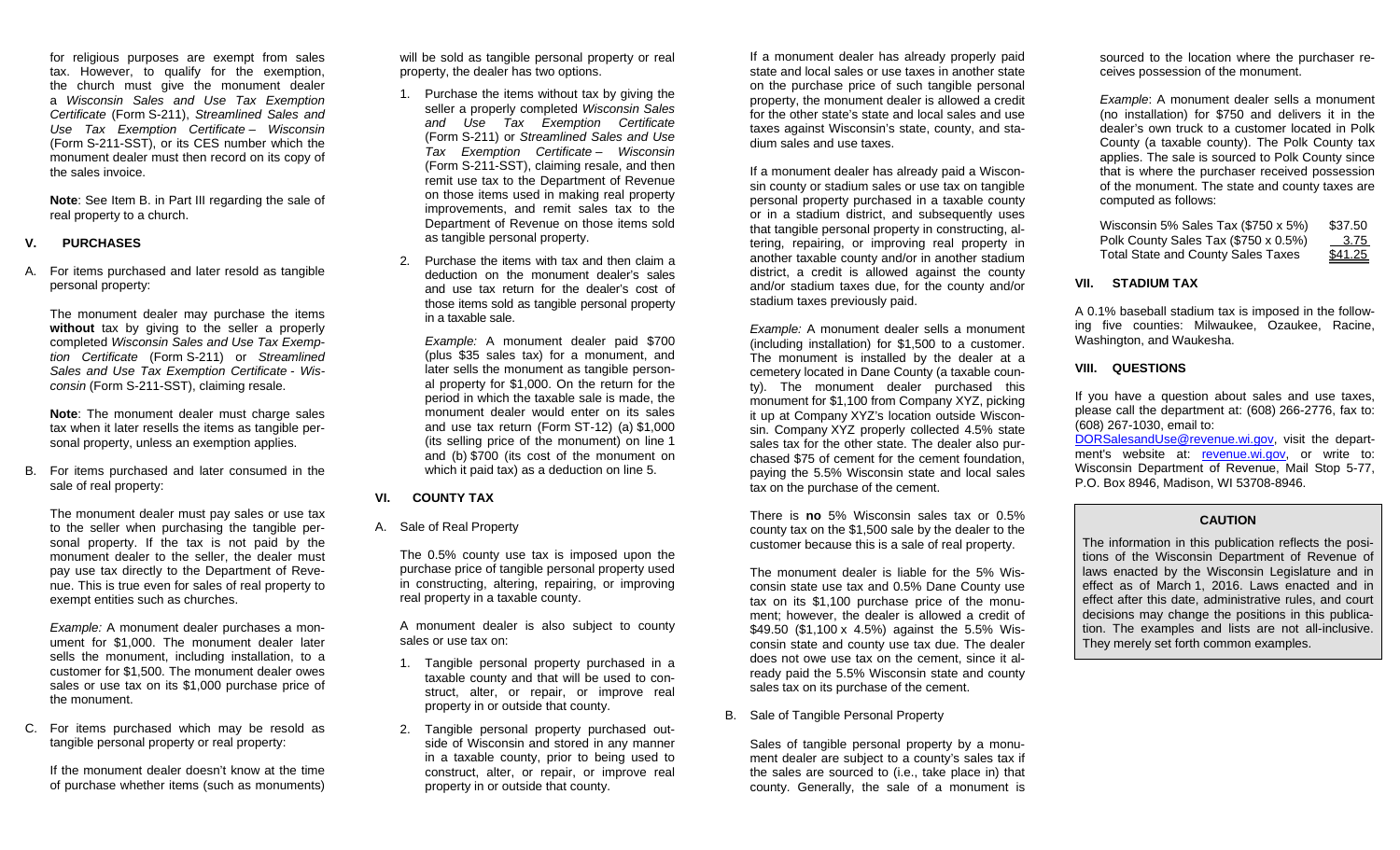for religious purposes are exempt from sales tax. However, to qualify for the exemption, the church must give the monument dealer a *Wisconsin Sales and Use Tax Exemption Certificate* (Form S-211), *Streamlined Sales and Use Tax Exemption Certificate – Wisconsin* (Form S-211-SST), or its CES number which the monument dealer must then record on its copy of the sales invoice.

**Note**: See Item B. in Part III regarding the sale of real property to a church.

## V. PURCHASES

A. For items purchased and later resold as tangible personal property:

The monument dealer may purchase the items **without** tax by giving to the seller a properly completed *Wisconsin Sales and Use Tax Exemption Certificate* (Form S-211) or *Streamlined Sales and Use Tax Exemption Certificate - Wisconsin* (Form S-211-SST), claiming resale.

**Note**: The monument dealer must charge sales tax when it later resells the items as tangible personal property, unless an exemption applies.

B. For items purchased and later consumed in the sale of real property:

The monument dealer must pay sales or use tax to the seller when purchasing the tangible personal property. If the tax is not paid by the monument dealer to the seller, the dealer must pay use tax directly to the Department of Revenue. This is true even for sales of real property to exempt entities such as churches.

*Example:* A monument dealer purchases a monument for $1,000. The monument dealer later sells the monument, including installation, to a customer for $1,500. The monument dealer owes sales or use tax on its $1,000 purchase price of the monument.

C. For items purchased which may be resold as tangible personal property or real property:

If the monument dealer doesn't know at the time of purchase whether items (such as monuments) will be sold as tangible personal property or real property, the dealer has two options.

1. Purchase the items without tax by giving the seller a properly completed *Wisconsin Sales and Use Tax Exemption Certificate* (Form S-211) or *Streamlined Sales and Use Tax Exemption Certificate – Wisconsin* (Form S-211-SST), claiming resale, and then remit use tax to the Department of Revenue on those items used in making real property improvements, and remit sales tax to the Department of Revenue on those items sold as tangible personal property.

2. Purchase the items with tax and then claim a deduction on the monument dealer's sales and use tax return for the dealer's cost of those items sold as tangible personal property in a taxable sale.

   *Example:* A monument dealer paid $700 (plus $35 sales tax) for a monument, and later sells the monument as tangible personal property for $1,000. On the return for the period in which the taxable sale is made, the monument dealer would enter on its sales and use tax return (Form ST-12) (a) $1,000 (its selling price of the monument) on line 1 and (b) $700 (its cost of the monument on which it paid tax) as a deduction on line 5.

## VI. COUNTY TAX

A. Sale of Real Property

The 0.5% county use tax is imposed upon the purchase price of tangible personal property used in constructing, altering, repairing, or improving real property in a taxable county.

A monument dealer is also subject to county sales or use tax on:

1. Tangible personal property purchased in a taxable county and that will be used to construct, alter, or repair, or improve real property in or outside that county.

2. Tangible personal property purchased outside of Wisconsin and stored in any manner in a taxable county, prior to being used to construct, alter, or repair, or improve real property in or outside that county.

If a monument dealer has already properly paid state and local sales or use taxes in another state on the purchase price of such tangible personal property, the monument dealer is allowed a credit for the other state's state and local sales and use taxes against Wisconsin's state, county, and stadium sales and use taxes.

If a monument dealer has already paid a Wisconsin county or stadium sales or use tax on tangible personal property purchased in a taxable county or in a stadium district, and subsequently uses that tangible personal property in constructing, altering, repairing, or improving real property in another taxable county and/or in another stadium district, a credit is allowed against the county and/or stadium taxes due, for the county and/or stadium taxes previously paid.

*Example:* A monument dealer sells a monument (including installation) for $1,500 to a customer. The monument is installed by the dealer at a cemetery located in Dane County (a taxable county). The monument dealer purchased this monument for $1,100 from Company XYZ, picking it up at Company XYZ's location outside Wisconsin. Company XYZ properly collected 4.5% state sales tax for the other state. The dealer also purchased $75 of cement for the cement foundation, paying the 5.5% Wisconsin state and local sales tax on the purchase of the cement.

There is **no** 5% Wisconsin sales tax or 0.5% county tax on the $1,500 sale by the dealer to the customer because this is a sale of real property.

The monument dealer is liable for the 5% Wisconsin state use tax and 0.5% Dane County use tax on its $1,100 purchase price of the monument; however, the dealer is allowed a credit of $49.50 ($1,100 x 4.5%) against the 5.5% Wisconsin state and county use tax due. The dealer does not owe use tax on the cement, since it already paid the 5.5% Wisconsin state and county sales tax on its purchase of the cement.

B. Sale of Tangible Personal Property

Sales of tangible personal property by a monument dealer are subject to a county's sales tax if the sales are sourced to (i.e., take place in) that county. Generally, the sale of a monument is sourced to the location where the purchaser receives possession of the monument.

*Example*: A monument dealer sells a monument (no installation) for $750 and delivers it in the dealer's own truck to a customer located in Polk County (a taxable county). The Polk County tax applies. The sale is sourced to Polk County since that is where the purchaser received possession of the monument. The state and county taxes are computed as follows:

| | |
|---|---|
| Wisconsin 5% Sales Tax ($750 x 5%) | $37.50 |
| Polk County Sales Tax ($750 x 0.5%) | 3.75 |
| Total State and County Sales Taxes | $41.25 |

## VII. STADIUM TAX

A 0.1% baseball stadium tax is imposed in the following five counties: Milwaukee, Ozaukee, Racine, Washington, and Waukesha.

## VIII. QUESTIONS

If you have a question about sales and use taxes, please call the department at: (608) 266-2776, fax to: (608) 267-1030, email to: DORSalesandUse@revenue.wi.gov, visit the department's website at: revenue.wi.gov, or write to: Wisconsin Department of Revenue, Mail Stop 5-77, P.O. Box 8946, Madison, WI 53708-8946.

**CAUTION**

The information in this publication reflects the positions of the Wisconsin Department of Revenue of laws enacted by the Wisconsin Legislature and in effect as of March 1, 2016. Laws enacted and in effect after this date, administrative rules, and court decisions may change the positions in this publication. The examples and lists are not all-inclusive. They merely set forth common examples.